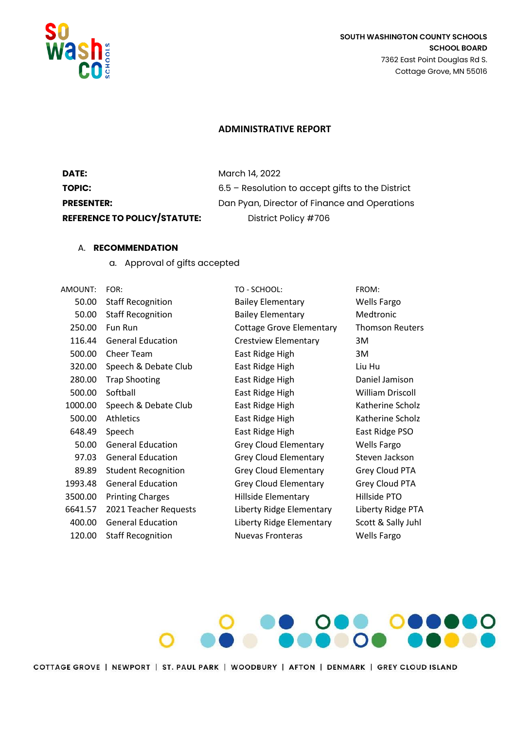SOUTH WASHINGTON COUNTY SCHOOLS
SCHOOL BOARD
7362 East Point Douglas Rd S.
Cottage Grove, MN 55016

## ADMINISTRATIVE REPORT

| | |
|---|---|
| **DATE:** | March 14, 2022 |
| **TOPIC:** | 6.5 – Resolution to accept gifts to the District |
| **PRESENTER:** | Dan Pyan, Director of Finance and Operations |
| **REFERENCE TO POLICY/STATUTE:** | District Policy #706 |

A. **RECOMMENDATION**

a. Approval of gifts accepted

| AMOUNT: | FOR: | TO - SCHOOL: | FROM: |
|---|---|---|---|
| 50.00 | Staff Recognition | Bailey Elementary | Wells Fargo |
| 50.00 | Staff Recognition | Bailey Elementary | Medtronic |
| 250.00 | Fun Run | Cottage Grove Elementary | Thomson Reuters |
| 116.44 | General Education | Crestview Elementary | 3M |
| 500.00 | Cheer Team | East Ridge High | 3M |
| 320.00 | Speech & Debate Club | East Ridge High | Liu Hu |
| 280.00 | Trap Shooting | East Ridge High | Daniel Jamison |
| 500.00 | Softball | East Ridge High | William Driscoll |
| 1000.00 | Speech & Debate Club | East Ridge High | Katherine Scholz |
| 500.00 | Athletics | East Ridge High | Katherine Scholz |
| 648.49 | Speech | East Ridge High | East Ridge PSO |
| 50.00 | General Education | Grey Cloud Elementary | Wells Fargo |
| 97.03 | General Education | Grey Cloud Elementary | Steven Jackson |
| 89.89 | Student Recognition | Grey Cloud Elementary | Grey Cloud PTA |
| 1993.48 | General Education | Grey Cloud Elementary | Grey Cloud PTA |
| 3500.00 | Printing Charges | Hillside Elementary | Hillside PTO |
| 6641.57 | 2021 Teacher Requests | Liberty Ridge Elementary | Liberty Ridge PTA |
| 400.00 | General Education | Liberty Ridge Elementary | Scott & Sally Juhl |
| 120.00 | Staff Recognition | Nuevas Fronteras | Wells Fargo |

COTTAGE GROVE | NEWPORT | ST. PAUL PARK | WOODBURY | AFTON | DENMARK | GREY CLOUD ISLAND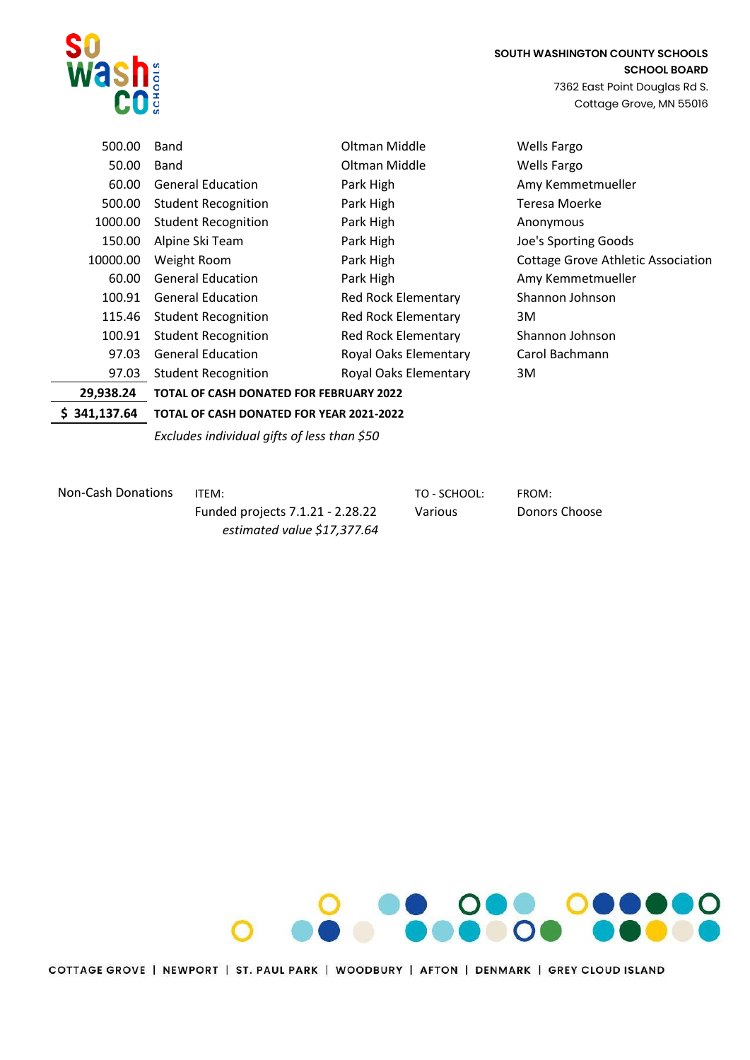SOUTH WASHINGTON COUNTY SCHOOLS
SCHOOL BOARD
7362 East Point Douglas Rd S.
Cottage Grove, MN 55016

| | | | |
|---|---|---|---|
| 500.00 | Band | Oltman Middle | Wells Fargo |
| 50.00 | Band | Oltman Middle | Wells Fargo |
| 60.00 | General Education | Park High | Amy Kemmetmueller |
| 500.00 | Student Recognition | Park High | Teresa Moerke |
| 1000.00 | Student Recognition | Park High | Anonymous |
| 150.00 | Alpine Ski Team | Park High | Joe's Sporting Goods |
| 10000.00 | Weight Room | Park High | Cottage Grove Athletic Association |
| 60.00 | General Education | Park High | Amy Kemmetmueller |
| 100.91 | General Education | Red Rock Elementary | Shannon Johnson |
| 115.46 | Student Recognition | Red Rock Elementary | 3M |
| 100.91 | Student Recognition | Red Rock Elementary | Shannon Johnson |
| 97.03 | General Education | Royal Oaks Elementary | Carol Bachmann |
| 97.03 | Student Recognition | Royal Oaks Elementary | 3M |
| **29,938.24** | **TOTAL OF CASH DONATED FOR FEBRUARY 2022** | | |
| **$ 341,137.64** | **TOTAL OF CASH DONATED FOR YEAR 2021-2022** | | |
| | *Excludes individual gifts of less than $50* | | |

| | ITEM: | TO - SCHOOL: | FROM: |
|---|---|---|---|
| Non-Cash Donations | Funded projects 7.1.21 - 2.28.22 *estimated value $17,377.64* | Various | Donors Choose |

COTTAGE GROVE | NEWPORT | ST. PAUL PARK | WOODBURY | AFTON | DENMARK | GREY CLOUD ISLAND